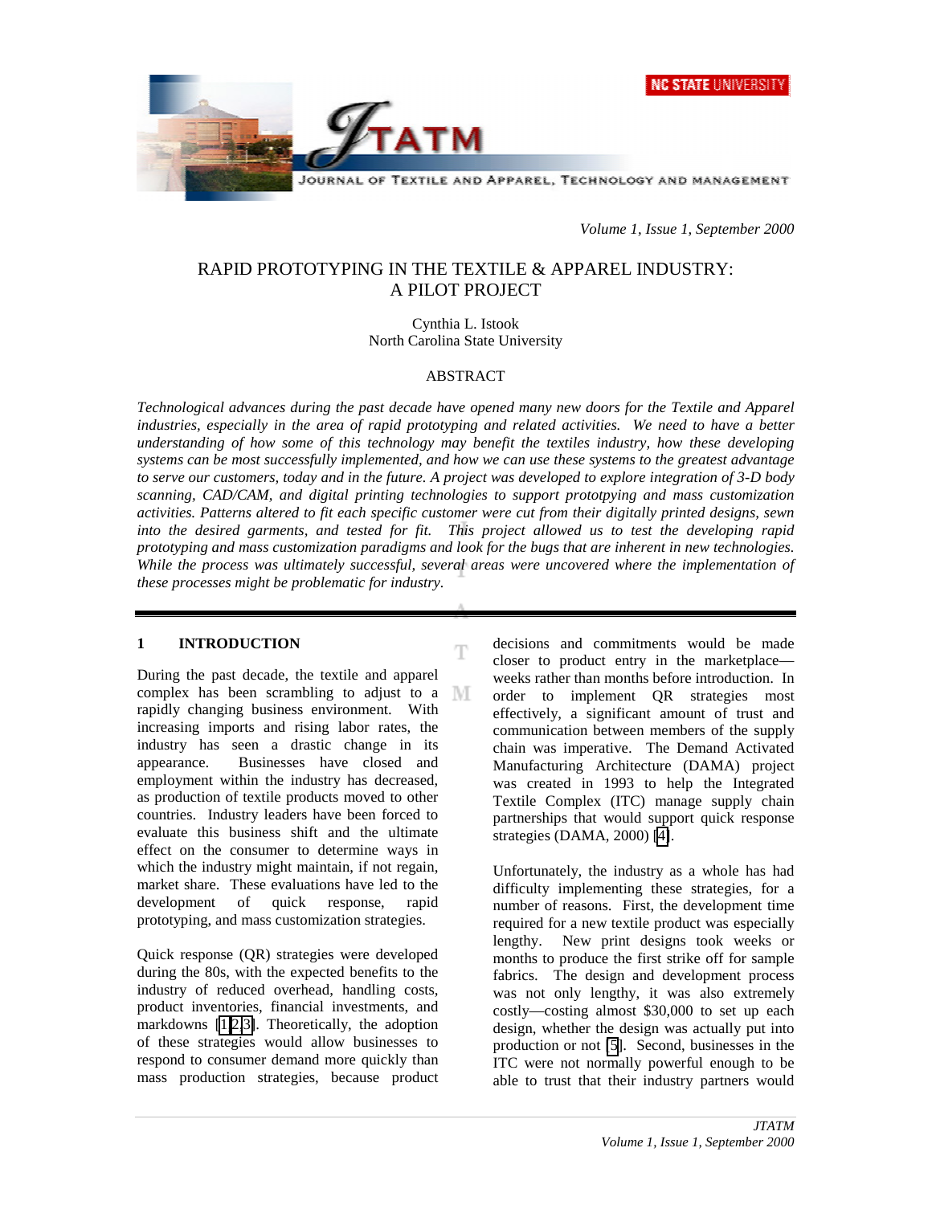# RAPID PROTOTYPING IN THE TEXTILE & APPAREL INDUSTRY: A PILOT PROJECT

Cynthia L. Istook
North Carolina State University

## ABSTRACT

*Technological advances during the past decade have opened many new doors for the Textile and Apparel industries, especially in the area of rapid prototyping and related activities. We need to have a better understanding of how some of this technology may benefit the textiles industry, how these developing systems can be most successfully implemented, and how we can use these systems to the greatest advantage to serve our customers, today and in the future. A project was developed to explore integration of 3-D body scanning, CAD/CAM, and digital printing technologies to support prototpying and mass customization activities. Patterns altered to fit each specific customer were cut from their digitally printed designs, sewn into the desired garments, and tested for fit. This project allowed us to test the developing rapid prototyping and mass customization paradigms and look for the bugs that are inherent in new technologies. While the process was ultimately successful, several areas were uncovered where the implementation of these processes might be problematic for industry.*

## 1 INTRODUCTION

During the past decade, the textile and apparel complex has been scrambling to adjust to a rapidly changing business environment. With increasing imports and rising labor rates, the industry has seen a drastic change in its appearance. Businesses have closed and employment within the industry has decreased, as production of textile products moved to other countries. Industry leaders have been forced to evaluate this business shift and the ultimate effect on the consumer to determine ways in which the industry might maintain, if not regain, market share. These evaluations have led to the development of quick response, rapid prototyping, and mass customization strategies.

Quick response (QR) strategies were developed during the 80s, with the expected benefits to the industry of reduced overhead, handling costs, product inventories, financial investments, and markdowns [1,2,3]. Theoretically, the adoption of these strategies would allow businesses to respond to consumer demand more quickly than mass production strategies, because product decisions and commitments would be made closer to product entry in the marketplace—weeks rather than months before introduction. In order to implement QR strategies most effectively, a significant amount of trust and communication between members of the supply chain was imperative. The Demand Activated Manufacturing Architecture (DAMA) project was created in 1993 to help the Integrated Textile Complex (ITC) manage supply chain partnerships that would support quick response strategies (DAMA, 2000) [4].

Unfortunately, the industry as a whole has had difficulty implementing these strategies, for a number of reasons. First, the development time required for a new textile product was especially lengthy. New print designs took weeks or months to produce the first strike off for sample fabrics. The design and development process was not only lengthy, it was also extremely costly—costing almost $30,000 to set up each design, whether the design was actually put into production or not [5]. Second, businesses in the ITC were not normally powerful enough to be able to trust that their industry partners would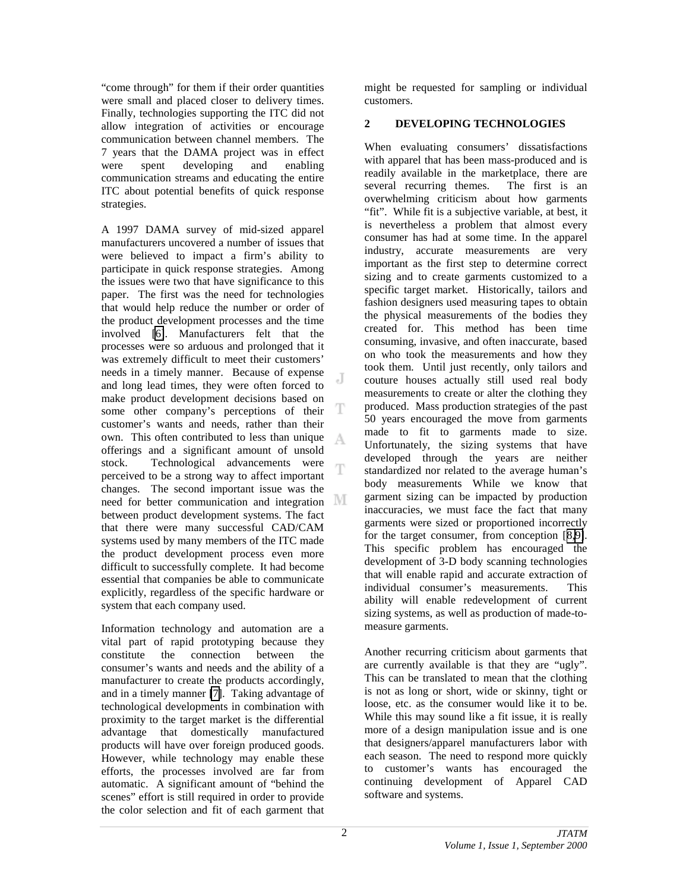"come through" for them if their order quantities were small and placed closer to delivery times. Finally, technologies supporting the ITC did not allow integration of activities or encourage communication between channel members. The 7 years that the DAMA project was in effect were spent developing and enabling communication streams and educating the entire ITC about potential benefits of quick response strategies.

A 1997 DAMA survey of mid-sized apparel manufacturers uncovered a number of issues that were believed to impact a firm's ability to participate in quick response strategies. Among the issues were two that have significance to this paper. The first was the need for technologies that would help reduce the number or order of the product development processes and the time involved [6]. Manufacturers felt that the processes were so arduous and prolonged that it was extremely difficult to meet their customers' needs in a timely manner. Because of expense and long lead times, they were often forced to make product development decisions based on some other company's perceptions of their customer's wants and needs, rather than their own. This often contributed to less than unique offerings and a significant amount of unsold stock. Technological advancements were perceived to be a strong way to affect important changes. The second important issue was the need for better communication and integration between product development systems. The fact that there were many successful CAD/CAM systems used by many members of the ITC made the product development process even more difficult to successfully complete. It had become essential that companies be able to communicate explicitly, regardless of the specific hardware or system that each company used.

Information technology and automation are a vital part of rapid prototyping because they constitute the connection between the consumer's wants and needs and the ability of a manufacturer to create the products accordingly, and in a timely manner [7]. Taking advantage of technological developments in combination with proximity to the target market is the differential advantage that domestically manufactured products will have over foreign produced goods. However, while technology may enable these efforts, the processes involved are far from automatic. A significant amount of "behind the scenes" effort is still required in order to provide the color selection and fit of each garment that might be requested for sampling or individual customers.

## 2 DEVELOPING TECHNOLOGIES

When evaluating consumers' dissatisfactions with apparel that has been mass-produced and is readily available in the marketplace, there are several recurring themes. The first is an overwhelming criticism about how garments "fit". While fit is a subjective variable, at best, it is nevertheless a problem that almost every consumer has had at some time. In the apparel industry, accurate measurements are very important as the first step to determine correct sizing and to create garments customized to a specific target market. Historically, tailors and fashion designers used measuring tapes to obtain the physical measurements of the bodies they created for. This method has been time consuming, invasive, and often inaccurate, based on who took the measurements and how they took them. Until just recently, only tailors and couture houses actually still used real body measurements to create or alter the clothing they produced. Mass production strategies of the past 50 years encouraged the move from garments made to fit to garments made to size. Unfortunately, the sizing systems that have developed through the years are neither standardized nor related to the average human's body measurements While we know that garment sizing can be impacted by production inaccuracies, we must face the fact that many garments were sized or proportioned incorrectly for the target consumer, from conception [8,9]. This specific problem has encouraged the development of 3-D body scanning technologies that will enable rapid and accurate extraction of individual consumer's measurements. This ability will enable redevelopment of current sizing systems, as well as production of made-to-measure garments.

Another recurring criticism about garments that are currently available is that they are "ugly". This can be translated to mean that the clothing is not as long or short, wide or skinny, tight or loose, etc. as the consumer would like it to be. While this may sound like a fit issue, it is really more of a design manipulation issue and is one that designers/apparel manufacturers labor with each season. The need to respond more quickly to customer's wants has encouraged the continuing development of Apparel CAD software and systems.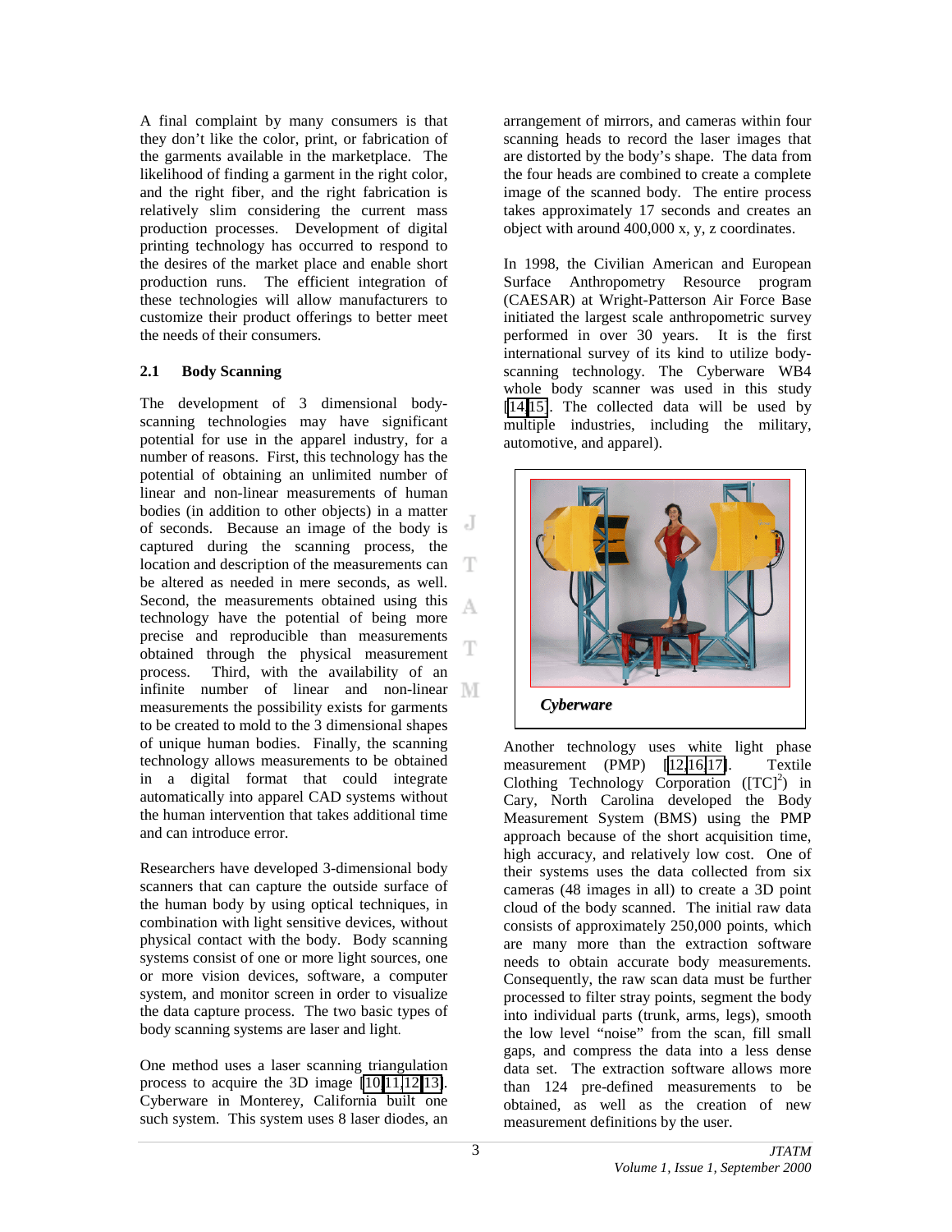A final complaint by many consumers is that they don't like the color, print, or fabrication of the garments available in the marketplace. The likelihood of finding a garment in the right color, and the right fiber, and the right fabrication is relatively slim considering the current mass production processes. Development of digital printing technology has occurred to respond to the desires of the market place and enable short production runs. The efficient integration of these technologies will allow manufacturers to customize their product offerings to better meet the needs of their consumers.

### 2.1 Body Scanning

The development of 3 dimensional body-scanning technologies may have significant potential for use in the apparel industry, for a number of reasons. First, this technology has the potential of obtaining an unlimited number of linear and non-linear measurements of human bodies (in addition to other objects) in a matter of seconds. Because an image of the body is captured during the scanning process, the location and description of the measurements can be altered as needed in mere seconds, as well. Second, the measurements obtained using this technology have the potential of being more precise and reproducible than measurements obtained through the physical measurement process. Third, with the availability of an infinite number of linear and non-linear measurements the possibility exists for garments to be created to mold to the 3 dimensional shapes of unique human bodies. Finally, the scanning technology allows measurements to be obtained in a digital format that could integrate automatically into apparel CAD systems without the human intervention that takes additional time and can introduce error.

Researchers have developed 3-dimensional body scanners that can capture the outside surface of the human body by using optical techniques, in combination with light sensitive devices, without physical contact with the body. Body scanning systems consist of one or more light sources, one or more vision devices, software, a computer system, and monitor screen in order to visualize the data capture process. The two basic types of body scanning systems are laser and light.

One method uses a laser scanning triangulation process to acquire the 3D image [10,11,12,13]. Cyberware in Monterey, California built one such system. This system uses 8 laser diodes, an arrangement of mirrors, and cameras within four scanning heads to record the laser images that are distorted by the body's shape. The data from the four heads are combined to create a complete image of the scanned body. The entire process takes approximately 17 seconds and creates an object with around 400,000 x, y, z coordinates.

In 1998, the Civilian American and European Surface Anthropometry Resource program (CAESAR) at Wright-Patterson Air Force Base initiated the largest scale anthropometric survey performed in over 30 years. It is the first international survey of its kind to utilize body-scanning technology. The Cyberware WB4 whole body scanner was used in this study [14,15]. The collected data will be used by multiple industries, including the military, automotive, and apparel).

*Cyberware*

Another technology uses white light phase measurement (PMP) [12,16,17]. Textile Clothing Technology Corporation ([TC]$^2$) in Cary, North Carolina developed the Body Measurement System (BMS) using the PMP approach because of the short acquisition time, high accuracy, and relatively low cost. One of their systems uses the data collected from six cameras (48 images in all) to create a 3D point cloud of the body scanned. The initial raw data consists of approximately 250,000 points, which are many more than the extraction software needs to obtain accurate body measurements. Consequently, the raw scan data must be further processed to filter stray points, segment the body into individual parts (trunk, arms, legs), smooth the low level "noise" from the scan, fill small gaps, and compress the data into a less dense data set. The extraction software allows more than 124 pre-defined measurements to be obtained, as well as the creation of new measurement definitions by the user.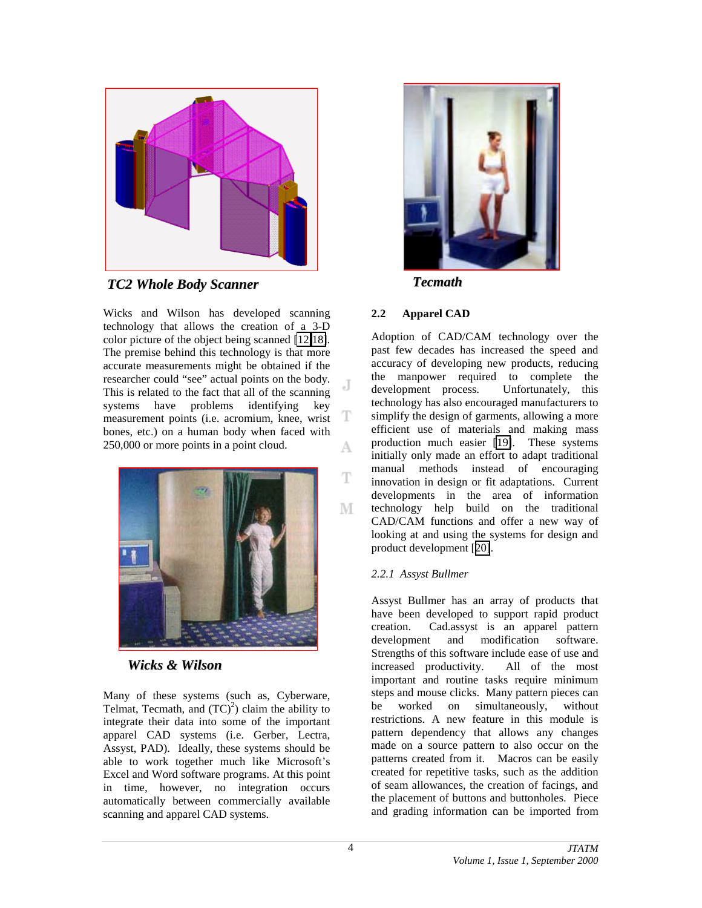*TC2 Whole Body Scanner*

Wicks and Wilson has developed scanning technology that allows the creation of a 3-D color picture of the object being scanned [12,18]. The premise behind this technology is that more accurate measurements might be obtained if the researcher could "see" actual points on the body. This is related to the fact that all of the scanning systems have problems identifying key measurement points (i.e. acromium, knee, wrist bones, etc.) on a human body when faced with 250,000 or more points in a point cloud.

*Wicks & Wilson*

Many of these systems (such as, Cyberware, Telmat, Tecmath, and $(TC)^2$) claim the ability to integrate their data into some of the important apparel CAD systems (i.e. Gerber, Lectra, Assyst, PAD). Ideally, these systems should be able to work together much like Microsoft's Excel and Word software programs. At this point in time, however, no integration occurs automatically between commercially available scanning and apparel CAD systems.

*Tecmath*

## 2.2 Apparel CAD

Adoption of CAD/CAM technology over the past few decades has increased the speed and accuracy of developing new products, reducing the manpower required to complete the development process. Unfortunately, this technology has also encouraged manufacturers to simplify the design of garments, allowing a more efficient use of materials and making mass production much easier [19]. These systems initially only made an effort to adapt traditional manual methods instead of encouraging innovation in design or fit adaptations. Current developments in the area of information technology help build on the traditional CAD/CAM functions and offer a new way of looking at and using the systems for design and product development [20].

### *2.2.1 Assyst Bullmer*

Assyst Bullmer has an array of products that have been developed to support rapid product creation. Cad.assyst is an apparel pattern development and modification software. Strengths of this software include ease of use and increased productivity. All of the most important and routine tasks require minimum steps and mouse clicks. Many pattern pieces can be worked on simultaneously, without restrictions. A new feature in this module is pattern dependency that allows any changes made on a source pattern to also occur on the patterns created from it. Macros can be easily created for repetitive tasks, such as the addition of seam allowances, the creation of facings, and the placement of buttons and buttonholes. Piece and grading information can be imported from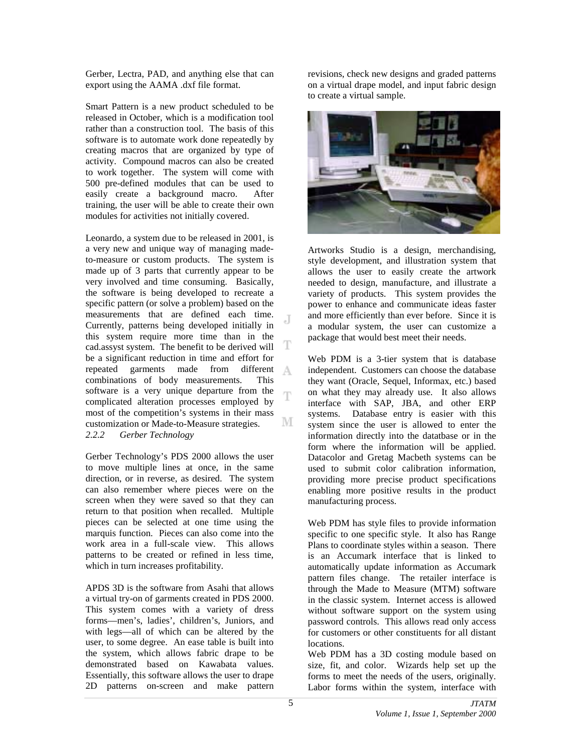Gerber, Lectra, PAD, and anything else that can export using the AAMA .dxf file format.

Smart Pattern is a new product scheduled to be released in October, which is a modification tool rather than a construction tool. The basis of this software is to automate work done repeatedly by creating macros that are organized by type of activity. Compound macros can also be created to work together. The system will come with 500 pre-defined modules that can be used to easily create a background macro. After training, the user will be able to create their own modules for activities not initially covered.

Leonardo, a system due to be released in 2001, is a very new and unique way of managing made-to-measure or custom products. The system is made up of 3 parts that currently appear to be very involved and time consuming. Basically, the software is being developed to recreate a specific pattern (or solve a problem) based on the measurements that are defined each time. Currently, patterns being developed initially in this system require more time than in the cad.assyst system. The benefit to be derived will be a significant reduction in time and effort for repeated garments made from different combinations of body measurements. This software is a very unique departure from the complicated alteration processes employed by most of the competition's systems in their mass customization or Made-to-Measure strategies.

*2.2.2 Gerber Technology*

Gerber Technology's PDS 2000 allows the user to move multiple lines at once, in the same direction, or in reverse, as desired. The system can also remember where pieces were on the screen when they were saved so that they can return to that position when recalled. Multiple pieces can be selected at one time using the marquis function. Pieces can also come into the work area in a full-scale view. This allows patterns to be created or refined in less time, which in turn increases profitability.

APDS 3D is the software from Asahi that allows a virtual try-on of garments created in PDS 2000. This system comes with a variety of dress forms—men's, ladies', children's, Juniors, and with legs—all of which can be altered by the user, to some degree. An ease table is built into the system, which allows fabric drape to be demonstrated based on Kawabata values. Essentially, this software allows the user to drape 2D patterns on-screen and make pattern revisions, check new designs and graded patterns on a virtual drape model, and input fabric design to create a virtual sample.

Artworks Studio is a design, merchandising, style development, and illustration system that allows the user to easily create the artwork needed to design, manufacture, and illustrate a variety of products. This system provides the power to enhance and communicate ideas faster and more efficiently than ever before. Since it is a modular system, the user can customize a package that would best meet their needs.

Web PDM is a 3-tier system that is database independent. Customers can choose the database they want (Oracle, Sequel, Informax, etc.) based on what they may already use. It also allows interface with SAP, JBA, and other ERP systems. Database entry is easier with this system since the user is allowed to enter the information directly into the datatbase or in the form where the information will be applied. Datacolor and Gretag Macbeth systems can be used to submit color calibration information, providing more precise product specifications enabling more positive results in the product manufacturing process.

Web PDM has style files to provide information specific to one specific style. It also has Range Plans to coordinate styles within a season. There is an Accumark interface that is linked to automatically update information as Accumark pattern files change. The retailer interface is through the Made to Measure (MTM) software in the classic system. Internet access is allowed without software support on the system using password controls. This allows read only access for customers or other constituents for all distant locations.

Web PDM has a 3D costing module based on size, fit, and color. Wizards help set up the forms to meet the needs of the users, originally. Labor forms within the system, interface with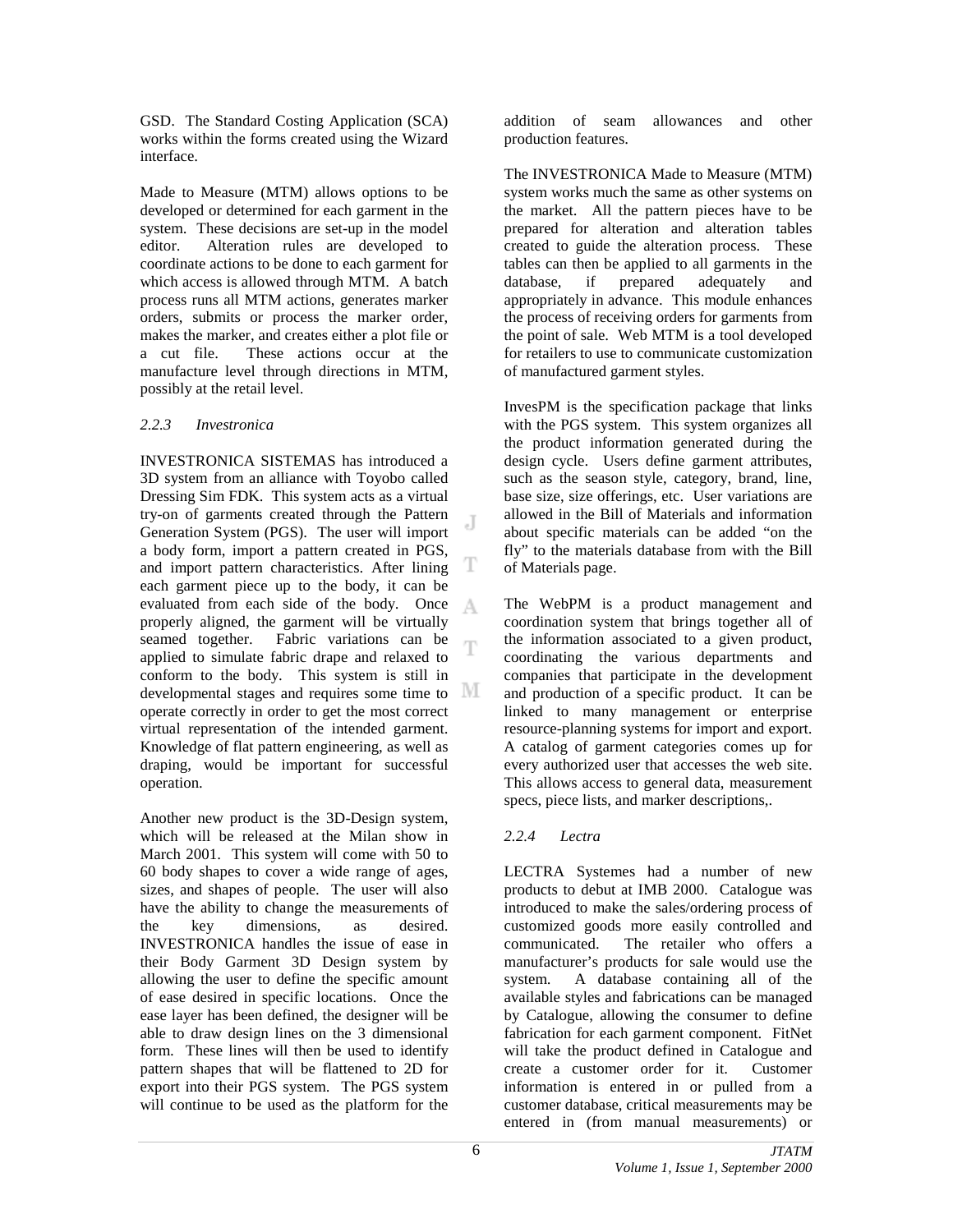GSD. The Standard Costing Application (SCA) works within the forms created using the Wizard interface.

Made to Measure (MTM) allows options to be developed or determined for each garment in the system. These decisions are set-up in the model editor. Alteration rules are developed to coordinate actions to be done to each garment for which access is allowed through MTM. A batch process runs all MTM actions, generates marker orders, submits or process the marker order, makes the marker, and creates either a plot file or a cut file. These actions occur at the manufacture level through directions in MTM, possibly at the retail level.

### *2.2.3 Investronica*

INVESTRONICA SISTEMAS has introduced a 3D system from an alliance with Toyobo called Dressing Sim FDK. This system acts as a virtual try-on of garments created through the Pattern Generation System (PGS). The user will import a body form, import a pattern created in PGS, and import pattern characteristics. After lining each garment piece up to the body, it can be evaluated from each side of the body. Once properly aligned, the garment will be virtually seamed together. Fabric variations can be applied to simulate fabric drape and relaxed to conform to the body. This system is still in developmental stages and requires some time to operate correctly in order to get the most correct virtual representation of the intended garment. Knowledge of flat pattern engineering, as well as draping, would be important for successful operation.

Another new product is the 3D-Design system, which will be released at the Milan show in March 2001. This system will come with 50 to 60 body shapes to cover a wide range of ages, sizes, and shapes of people. The user will also have the ability to change the measurements of the key dimensions, as desired. INVESTRONICA handles the issue of ease in their Body Garment 3D Design system by allowing the user to define the specific amount of ease desired in specific locations. Once the ease layer has been defined, the designer will be able to draw design lines on the 3 dimensional form. These lines will then be used to identify pattern shapes that will be flattened to 2D for export into their PGS system. The PGS system will continue to be used as the platform for the addition of seam allowances and other production features.

The INVESTRONICA Made to Measure (MTM) system works much the same as other systems on the market. All the pattern pieces have to be prepared for alteration and alteration tables created to guide the alteration process. These tables can then be applied to all garments in the database, if prepared adequately and appropriately in advance. This module enhances the process of receiving orders for garments from the point of sale. Web MTM is a tool developed for retailers to use to communicate customization of manufactured garment styles.

InvesPM is the specification package that links with the PGS system. This system organizes all the product information generated during the design cycle. Users define garment attributes, such as the season style, category, brand, line, base size, size offerings, etc. User variations are allowed in the Bill of Materials and information about specific materials can be added "on the fly" to the materials database from with the Bill of Materials page.

The WebPM is a product management and coordination system that brings together all of the information associated to a given product, coordinating the various departments and companies that participate in the development and production of a specific product. It can be linked to many management or enterprise resource-planning systems for import and export. A catalog of garment categories comes up for every authorized user that accesses the web site. This allows access to general data, measurement specs, piece lists, and marker descriptions,.

### *2.2.4 Lectra*

LECTRA Systemes had a number of new products to debut at IMB 2000. Catalogue was introduced to make the sales/ordering process of customized goods more easily controlled and communicated. The retailer who offers a manufacturer's products for sale would use the system. A database containing all of the available styles and fabrications can be managed by Catalogue, allowing the consumer to define fabrication for each garment component. FitNet will take the product defined in Catalogue and create a customer order for it. Customer information is entered in or pulled from a customer database, critical measurements may be entered in (from manual measurements) or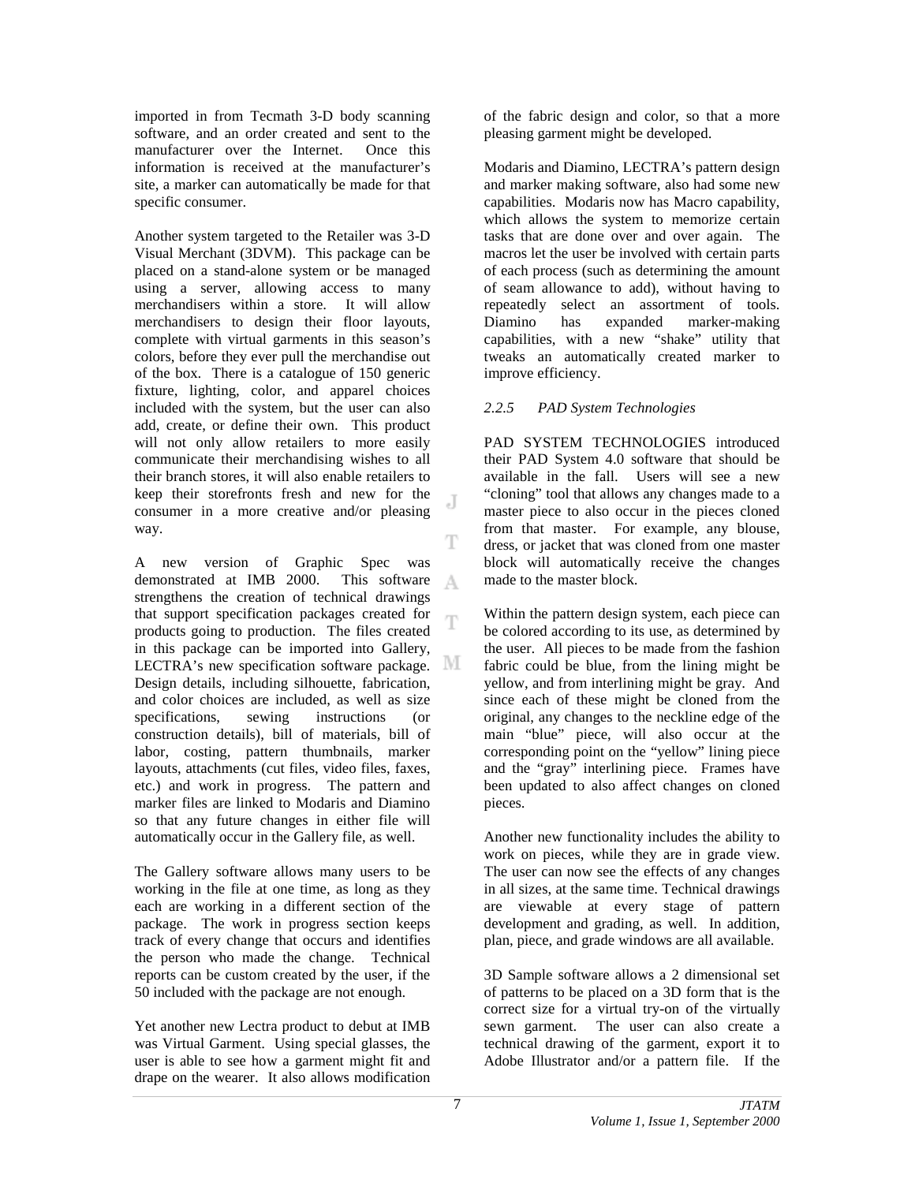imported in from Tecmath 3-D body scanning software, and an order created and sent to the manufacturer over the Internet. Once this information is received at the manufacturer's site, a marker can automatically be made for that specific consumer.

Another system targeted to the Retailer was 3-D Visual Merchant (3DVM). This package can be placed on a stand-alone system or be managed using a server, allowing access to many merchandisers within a store. It will allow merchandisers to design their floor layouts, complete with virtual garments in this season's colors, before they ever pull the merchandise out of the box. There is a catalogue of 150 generic fixture, lighting, color, and apparel choices included with the system, but the user can also add, create, or define their own. This product will not only allow retailers to more easily communicate their merchandising wishes to all their branch stores, it will also enable retailers to keep their storefronts fresh and new for the consumer in a more creative and/or pleasing way.

A new version of Graphic Spec was demonstrated at IMB 2000. This software strengthens the creation of technical drawings that support specification packages created for products going to production. The files created in this package can be imported into Gallery, LECTRA's new specification software package. Design details, including silhouette, fabrication, and color choices are included, as well as size specifications, sewing instructions (or construction details), bill of materials, bill of labor, costing, pattern thumbnails, marker layouts, attachments (cut files, video files, faxes, etc.) and work in progress. The pattern and marker files are linked to Modaris and Diamino so that any future changes in either file will automatically occur in the Gallery file, as well.

The Gallery software allows many users to be working in the file at one time, as long as they each are working in a different section of the package. The work in progress section keeps track of every change that occurs and identifies the person who made the change. Technical reports can be custom created by the user, if the 50 included with the package are not enough.

Yet another new Lectra product to debut at IMB was Virtual Garment. Using special glasses, the user is able to see how a garment might fit and drape on the wearer. It also allows modification of the fabric design and color, so that a more pleasing garment might be developed.

Modaris and Diamino, LECTRA's pattern design and marker making software, also had some new capabilities. Modaris now has Macro capability, which allows the system to memorize certain tasks that are done over and over again. The macros let the user be involved with certain parts of each process (such as determining the amount of seam allowance to add), without having to repeatedly select an assortment of tools. Diamino has expanded marker-making capabilities, with a new "shake" utility that tweaks an automatically created marker to improve efficiency.

### *2.2.5 PAD System Technologies*

PAD SYSTEM TECHNOLOGIES introduced their PAD System 4.0 software that should be available in the fall. Users will see a new "cloning" tool that allows any changes made to a master piece to also occur in the pieces cloned from that master. For example, any blouse, dress, or jacket that was cloned from one master block will automatically receive the changes made to the master block.

Within the pattern design system, each piece can be colored according to its use, as determined by the user. All pieces to be made from the fashion fabric could be blue, from the lining might be yellow, and from interlining might be gray. And since each of these might be cloned from the original, any changes to the neckline edge of the main "blue" piece, will also occur at the corresponding point on the "yellow" lining piece and the "gray" interlining piece. Frames have been updated to also affect changes on cloned pieces.

Another new functionality includes the ability to work on pieces, while they are in grade view. The user can now see the effects of any changes in all sizes, at the same time. Technical drawings are viewable at every stage of pattern development and grading, as well. In addition, plan, piece, and grade windows are all available.

3D Sample software allows a 2 dimensional set of patterns to be placed on a 3D form that is the correct size for a virtual try-on of the virtually sewn garment. The user can also create a technical drawing of the garment, export it to Adobe Illustrator and/or a pattern file. If the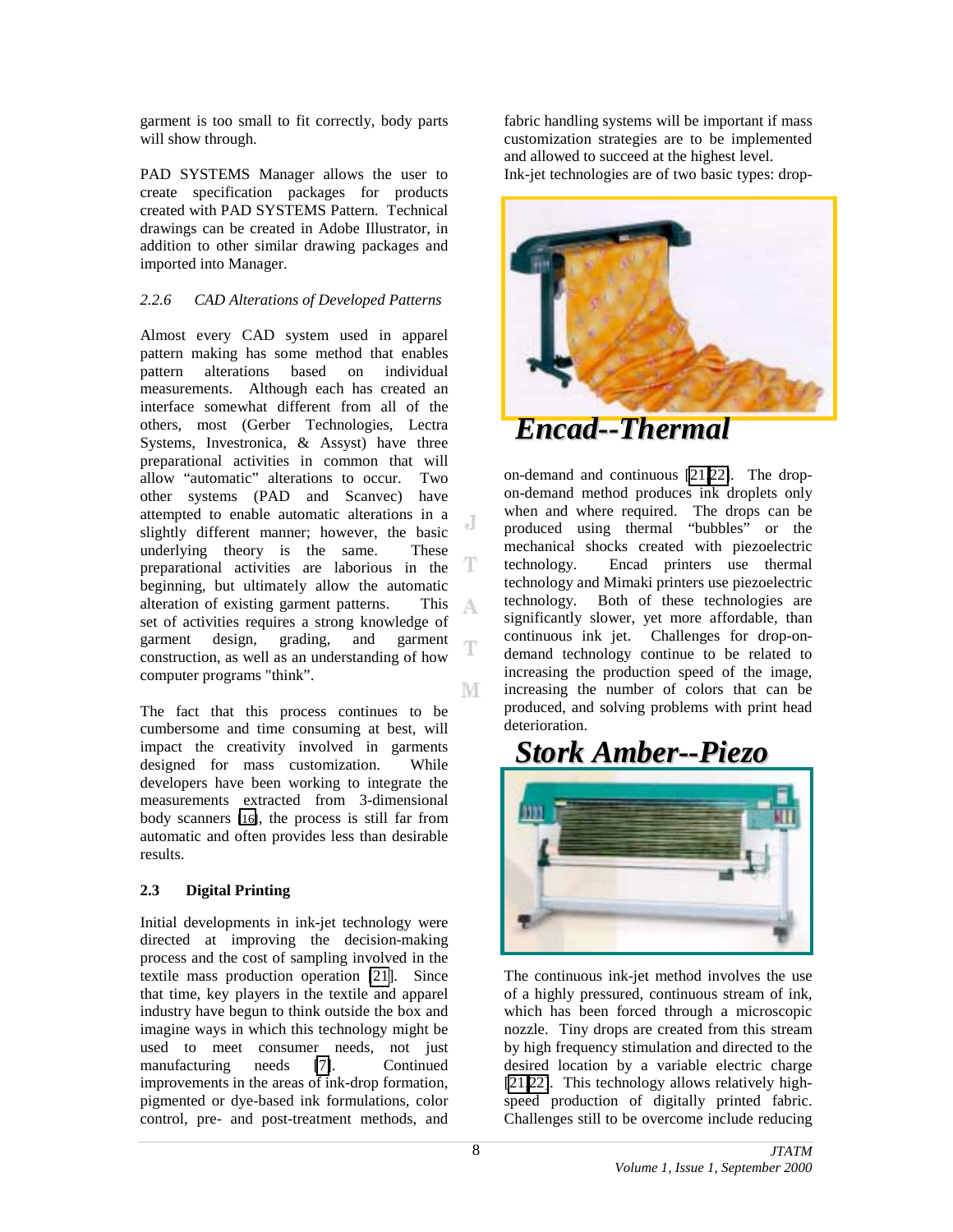garment is too small to fit correctly, body parts will show through.

PAD SYSTEMS Manager allows the user to create specification packages for products created with PAD SYSTEMS Pattern. Technical drawings can be created in Adobe Illustrator, in addition to other similar drawing packages and imported into Manager.

*2.2.6 CAD Alterations of Developed Patterns*

Almost every CAD system used in apparel pattern making has some method that enables pattern alterations based on individual measurements. Although each has created an interface somewhat different from all of the others, most (Gerber Technologies, Lectra Systems, Investronica, & Assyst) have three preparational activities in common that will allow "automatic" alterations to occur. Two other systems (PAD and Scanvec) have attempted to enable automatic alterations in a slightly different manner; however, the basic underlying theory is the same. These preparational activities are laborious in the beginning, but ultimately allow the automatic alteration of existing garment patterns. This set of activities requires a strong knowledge of garment design, grading, and garment construction, as well as an understanding of how computer programs "think".

The fact that this process continues to be cumbersome and time consuming at best, will impact the creativity involved in garments designed for mass customization. While developers have been working to integrate the measurements extracted from 3-dimensional body scanners [16], the process is still far from automatic and often provides less than desirable results.

## 2.3 Digital Printing

Initial developments in ink-jet technology were directed at improving the decision-making process and the cost of sampling involved in the textile mass production operation [21]. Since that time, key players in the textile and apparel industry have begun to think outside the box and imagine ways in which this technology might be used to meet consumer needs, not just manufacturing needs [7]. Continued improvements in the areas of ink-drop formation, pigmented or dye-based ink formulations, color control, pre- and post-treatment methods, and fabric handling systems will be important if mass customization strategies are to be implemented and allowed to succeed at the highest level.

Ink-jet technologies are of two basic types: drop-on-demand and continuous [21,22]. The drop-on-demand method produces ink droplets only when and where required. The drops can be produced using thermal "bubbles" or the mechanical shocks created with piezoelectric technology. Encad printers use thermal technology and Mimaki printers use piezoelectric technology. Both of these technologies are significantly slower, yet more affordable, than continuous ink jet. Challenges for drop-on-demand technology continue to be related to increasing the production speed of the image, increasing the number of colors that can be produced, and solving problems with print head deterioration.

**Encad--Thermal**

**Stork Amber--Piezo**

The continuous ink-jet method involves the use of a highly pressured, continuous stream of ink, which has been forced through a microscopic nozzle. Tiny drops are created from this stream by high frequency stimulation and directed to the desired location by a variable electric charge [21,22]. This technology allows relatively high-speed production of digitally printed fabric. Challenges still to be overcome include reducing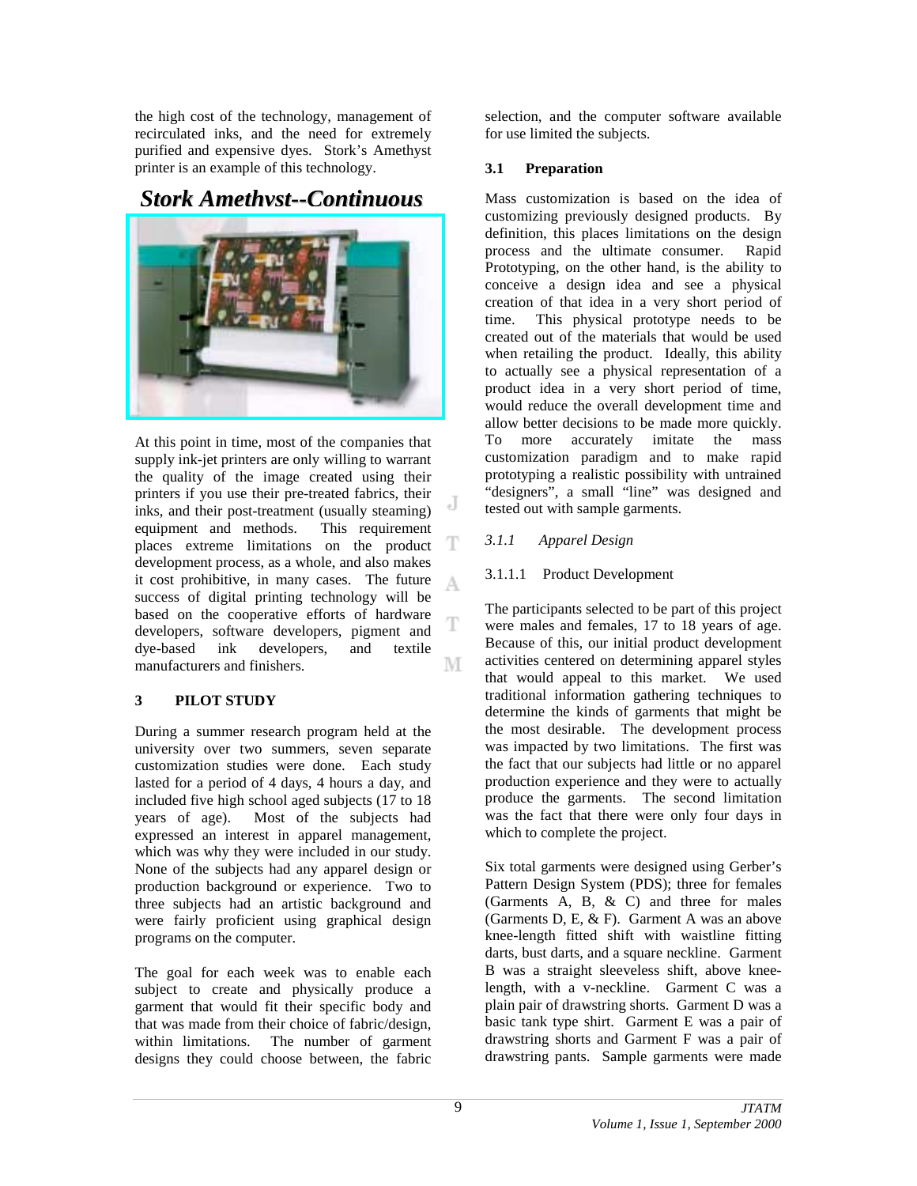the high cost of the technology, management of recirculated inks, and the need for extremely purified and expensive dyes. Stork's Amethyst printer is an example of this technology.

***Stork Amethyst--Continuous***

At this point in time, most of the companies that supply ink-jet printers are only willing to warrant the quality of the image created using their printers if you use their pre-treated fabrics, their inks, and their post-treatment (usually steaming) equipment and methods. This requirement places extreme limitations on the product development process, as a whole, and also makes it cost prohibitive, in many cases. The future success of digital printing technology will be based on the cooperative efforts of hardware developers, software developers, pigment and dye-based ink developers, and textile manufacturers and finishers.

## 3 PILOT STUDY

During a summer research program held at the university over two summers, seven separate customization studies were done. Each study lasted for a period of 4 days, 4 hours a day, and included five high school aged subjects (17 to 18 years of age). Most of the subjects had expressed an interest in apparel management, which was why they were included in our study. None of the subjects had any apparel design or production background or experience. Two to three subjects had an artistic background and were fairly proficient using graphical design programs on the computer.

The goal for each week was to enable each subject to create and physically produce a garment that would fit their specific body and that was made from their choice of fabric/design, within limitations. The number of garment designs they could choose between, the fabric selection, and the computer software available for use limited the subjects.

### 3.1 Preparation

Mass customization is based on the idea of customizing previously designed products. By definition, this places limitations on the design process and the ultimate consumer. Rapid Prototyping, on the other hand, is the ability to conceive a design idea and see a physical creation of that idea in a very short period of time. This physical prototype needs to be created out of the materials that would be used when retailing the product. Ideally, this ability to actually see a physical representation of a product idea in a very short period of time, would reduce the overall development time and allow better decisions to be made more quickly. To more accurately imitate the mass customization paradigm and to make rapid prototyping a realistic possibility with untrained "designers", a small "line" was designed and tested out with sample garments.

#### *3.1.1 Apparel Design*

##### 3.1.1.1 Product Development

The participants selected to be part of this project were males and females, 17 to 18 years of age. Because of this, our initial product development activities centered on determining apparel styles that would appeal to this market. We used traditional information gathering techniques to determine the kinds of garments that might be the most desirable. The development process was impacted by two limitations. The first was the fact that our subjects had little or no apparel production experience and they were to actually produce the garments. The second limitation was the fact that there were only four days in which to complete the project.

Six total garments were designed using Gerber's Pattern Design System (PDS); three for females (Garments A, B, & C) and three for males (Garments D, E, & F). Garment A was an above knee-length fitted shift with waistline fitting darts, bust darts, and a square neckline. Garment B was a straight sleeveless shift, above knee-length, with a v-neckline. Garment C was a plain pair of drawstring shorts. Garment D was a basic tank type shirt. Garment E was a pair of drawstring shorts and Garment F was a pair of drawstring pants. Sample garments were made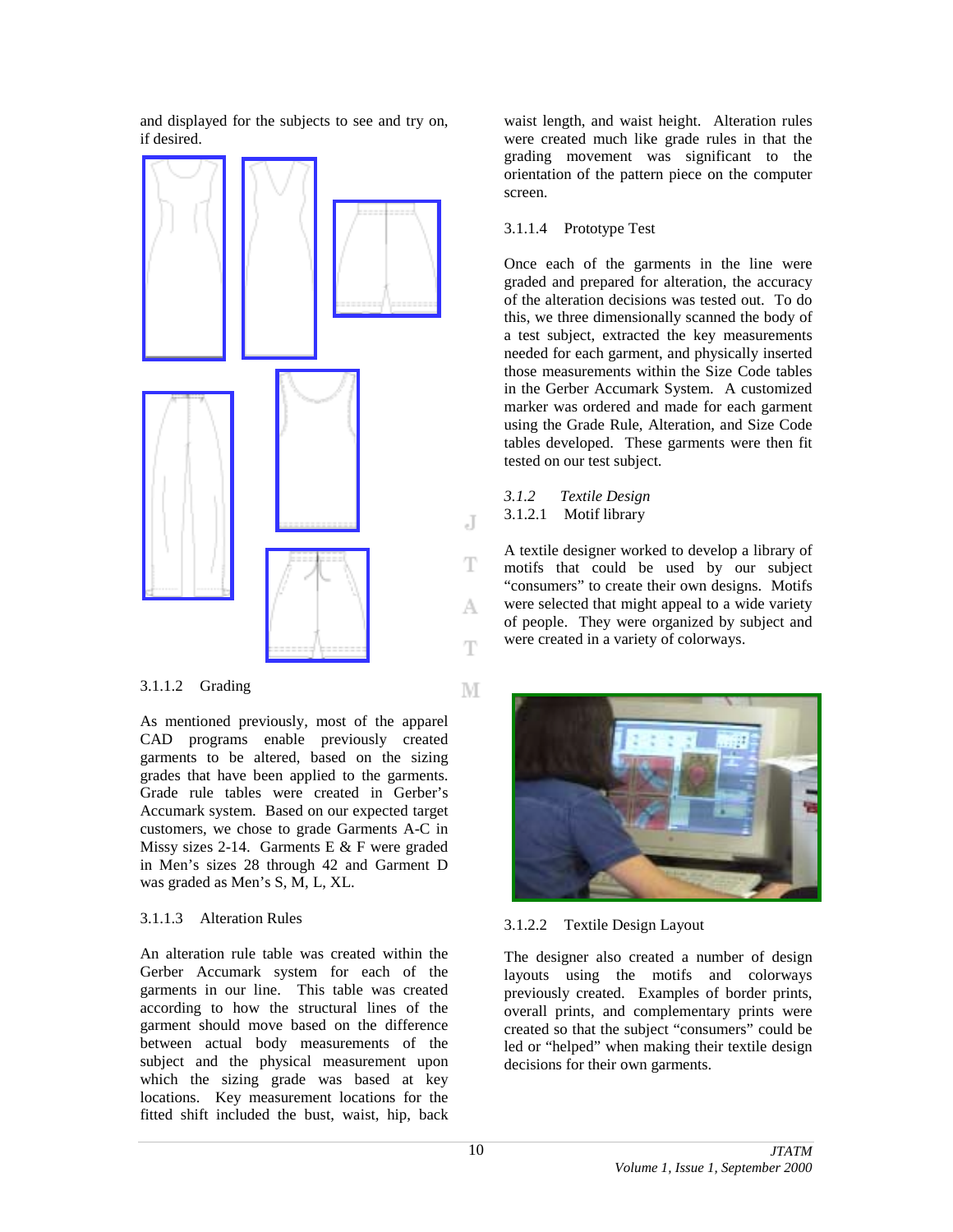and displayed for the subjects to see and try on, if desired.

#### 3.1.1.2 Grading

As mentioned previously, most of the apparel CAD programs enable previously created garments to be altered, based on the sizing grades that have been applied to the garments. Grade rule tables were created in Gerber's Accumark system. Based on our expected target customers, we chose to grade Garments A-C in Missy sizes 2-14. Garments E & F were graded in Men's sizes 28 through 42 and Garment D was graded as Men's S, M, L, XL.

#### 3.1.1.3 Alteration Rules

An alteration rule table was created within the Gerber Accumark system for each of the garments in our line. This table was created according to how the structural lines of the garment should move based on the difference between actual body measurements of the subject and the physical measurement upon which the sizing grade was based at key locations. Key measurement locations for the fitted shift included the bust, waist, hip, back waist length, and waist height. Alteration rules were created much like grade rules in that the grading movement was significant to the orientation of the pattern piece on the computer screen.

#### 3.1.1.4 Prototype Test

Once each of the garments in the line were graded and prepared for alteration, the accuracy of the alteration decisions was tested out. To do this, we three dimensionally scanned the body of a test subject, extracted the key measurements needed for each garment, and physically inserted those measurements within the Size Code tables in the Gerber Accumark System. A customized marker was ordered and made for each garment using the Grade Rule, Alteration, and Size Code tables developed. These garments were then fit tested on our test subject.

### *3.1.2 Textile Design*

#### 3.1.2.1 Motif library

A textile designer worked to develop a library of motifs that could be used by our subject "consumers" to create their own designs. Motifs were selected that might appeal to a wide variety of people. They were organized by subject and were created in a variety of colorways.

#### 3.1.2.2 Textile Design Layout

The designer also created a number of design layouts using the motifs and colorways previously created. Examples of border prints, overall prints, and complementary prints were created so that the subject "consumers" could be led or "helped" when making their textile design decisions for their own garments.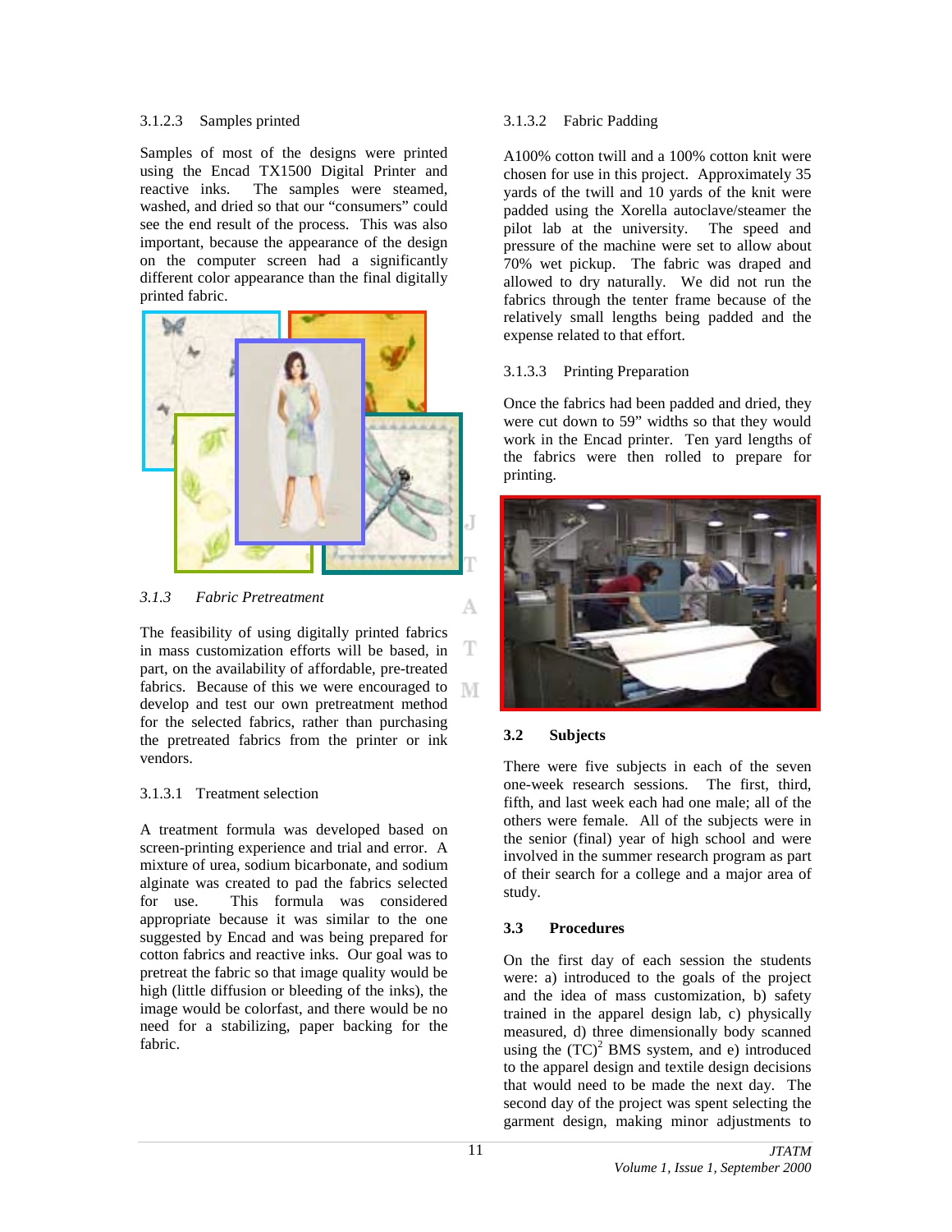3.1.2.3 Samples printed

Samples of most of the designs were printed using the Encad TX1500 Digital Printer and reactive inks. The samples were steamed, washed, and dried so that our "consumers" could see the end result of the process. This was also important, because the appearance of the design on the computer screen had a significantly different color appearance than the final digitally printed fabric.

### *3.1.3 Fabric Pretreatment*

The feasibility of using digitally printed fabrics in mass customization efforts will be based, in part, on the availability of affordable, pre-treated fabrics. Because of this we were encouraged to develop and test our own pretreatment method for the selected fabrics, rather than purchasing the pretreated fabrics from the printer or ink vendors.

3.1.3.1 Treatment selection

A treatment formula was developed based on screen-printing experience and trial and error. A mixture of urea, sodium bicarbonate, and sodium alginate was created to pad the fabrics selected for use. This formula was considered appropriate because it was similar to the one suggested by Encad and was being prepared for cotton fabrics and reactive inks. Our goal was to pretreat the fabric so that image quality would be high (little diffusion or bleeding of the inks), the image would be colorfast, and there would be no need for a stabilizing, paper backing for the fabric.

3.1.3.2 Fabric Padding

A100% cotton twill and a 100% cotton knit were chosen for use in this project. Approximately 35 yards of the twill and 10 yards of the knit were padded using the Xorella autoclave/steamer the pilot lab at the university. The speed and pressure of the machine were set to allow about 70% wet pickup. The fabric was draped and allowed to dry naturally. We did not run the fabrics through the tenter frame because of the relatively small lengths being padded and the expense related to that effort.

3.1.3.3 Printing Preparation

Once the fabrics had been padded and dried, they were cut down to 59" widths so that they would work in the Encad printer. Ten yard lengths of the fabrics were then rolled to prepare for printing.

## 3.2 Subjects

There were five subjects in each of the seven one-week research sessions. The first, third, fifth, and last week each had one male; all of the others were female. All of the subjects were in the senior (final) year of high school and were involved in the summer research program as part of their search for a college and a major area of study.

## 3.3 Procedures

On the first day of each session the students were: a) introduced to the goals of the project and the idea of mass customization, b) safety trained in the apparel design lab, c) physically measured, d) three dimensionally body scanned using the $(TC)^2$ BMS system, and e) introduced to the apparel design and textile design decisions that would need to be made the next day. The second day of the project was spent selecting the garment design, making minor adjustments to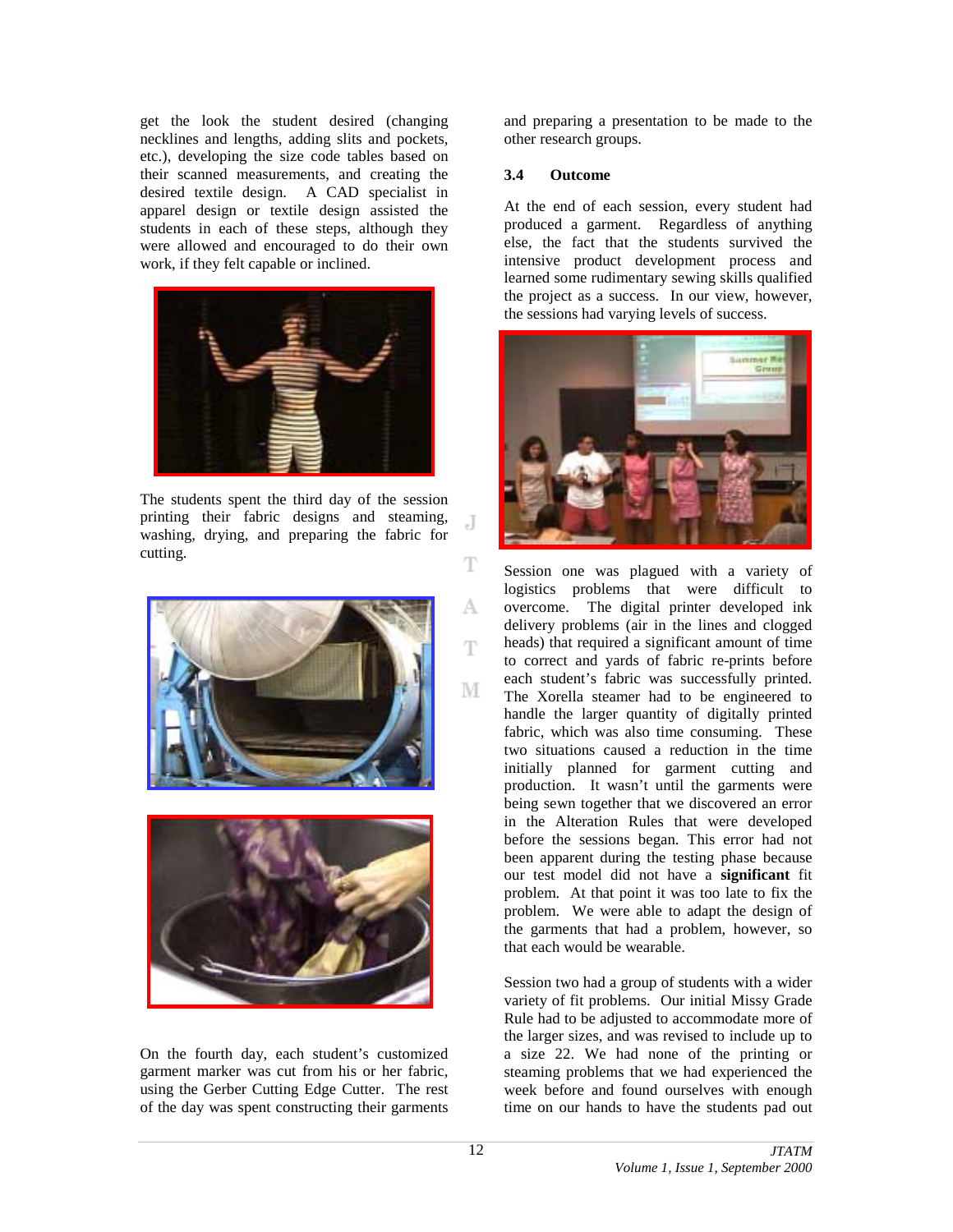get the look the student desired (changing necklines and lengths, adding slits and pockets, etc.), developing the size code tables based on their scanned measurements, and creating the desired textile design. A CAD specialist in apparel design or textile design assisted the students in each of these steps, although they were allowed and encouraged to do their own work, if they felt capable or inclined.

The students spent the third day of the session printing their fabric designs and steaming, washing, drying, and preparing the fabric for cutting.

On the fourth day, each student's customized garment marker was cut from his or her fabric, using the Gerber Cutting Edge Cutter. The rest of the day was spent constructing their garments and preparing a presentation to be made to the other research groups.

### 3.4 Outcome

At the end of each session, every student had produced a garment. Regardless of anything else, the fact that the students survived the intensive product development process and learned some rudimentary sewing skills qualified the project as a success. In our view, however, the sessions had varying levels of success.

Session one was plagued with a variety of logistics problems that were difficult to overcome. The digital printer developed ink delivery problems (air in the lines and clogged heads) that required a significant amount of time to correct and yards of fabric re-prints before each student's fabric was successfully printed. The Xorella steamer had to be engineered to handle the larger quantity of digitally printed fabric, which was also time consuming. These two situations caused a reduction in the time initially planned for garment cutting and production. It wasn't until the garments were being sewn together that we discovered an error in the Alteration Rules that were developed before the sessions began. This error had not been apparent during the testing phase because our test model did not have a **significant** fit problem. At that point it was too late to fix the problem. We were able to adapt the design of the garments that had a problem, however, so that each would be wearable.

Session two had a group of students with a wider variety of fit problems. Our initial Missy Grade Rule had to be adjusted to accommodate more of the larger sizes, and was revised to include up to a size 22. We had none of the printing or steaming problems that we had experienced the week before and found ourselves with enough time on our hands to have the students pad out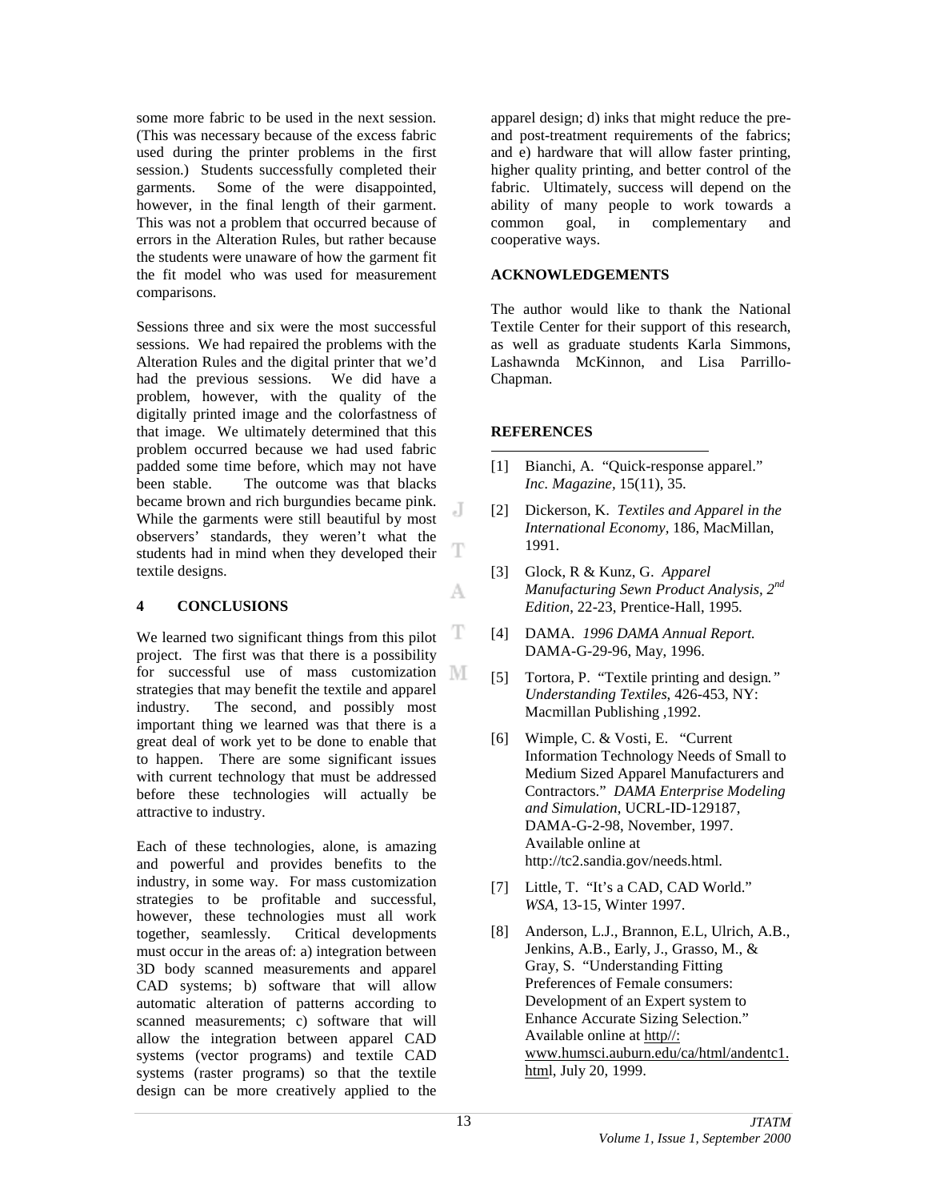some more fabric to be used in the next session. (This was necessary because of the excess fabric used during the printer problems in the first session.) Students successfully completed their garments. Some of the were disappointed, however, in the final length of their garment. This was not a problem that occurred because of errors in the Alteration Rules, but rather because the students were unaware of how the garment fit the fit model who was used for measurement comparisons.

Sessions three and six were the most successful sessions. We had repaired the problems with the Alteration Rules and the digital printer that we'd had the previous sessions. We did have a problem, however, with the quality of the digitally printed image and the colorfastness of that image. We ultimately determined that this problem occurred because we had used fabric padded some time before, which may not have been stable. The outcome was that blacks became brown and rich burgundies became pink. While the garments were still beautiful by most observers' standards, they weren't what the students had in mind when they developed their textile designs.

## 4 CONCLUSIONS

We learned two significant things from this pilot project. The first was that there is a possibility for successful use of mass customization strategies that may benefit the textile and apparel industry. The second, and possibly most important thing we learned was that there is a great deal of work yet to be done to enable that to happen. There are some significant issues with current technology that must be addressed before these technologies will actually be attractive to industry.

Each of these technologies, alone, is amazing and powerful and provides benefits to the industry, in some way. For mass customization strategies to be profitable and successful, however, these technologies must all work together, seamlessly. Critical developments must occur in the areas of: a) integration between 3D body scanned measurements and apparel CAD systems; b) software that will allow automatic alteration of patterns according to scanned measurements; c) software that will allow the integration between apparel CAD systems (vector programs) and textile CAD systems (raster programs) so that the textile design can be more creatively applied to the apparel design; d) inks that might reduce the pre- and post-treatment requirements of the fabrics; and e) hardware that will allow faster printing, higher quality printing, and better control of the fabric. Ultimately, success will depend on the ability of many people to work towards a common goal, in complementary and cooperative ways.

## ACKNOWLEDGEMENTS

The author would like to thank the National Textile Center for their support of this research, as well as graduate students Karla Simmons, Lashawnda McKinnon, and Lisa Parrillo-Chapman.

## REFERENCES

[1] Bianchi, A. "Quick-response apparel." *Inc. Magazine*, 15(11), 35.

[2] Dickerson, K. *Textiles and Apparel in the International Economy*, 186, MacMillan, 1991.

[3] Glock, R & Kunz, G. *Apparel Manufacturing Sewn Product Analysis, 2nd Edition*, 22-23, Prentice-Hall, 1995.

[4] DAMA. *1996 DAMA Annual Report.* DAMA-G-29-96, May, 1996.

[5] Tortora, P. "Textile printing and design." *Understanding Textiles*, 426-453, NY: Macmillan Publishing ,1992.

[6] Wimple, C. & Vosti, E. "Current Information Technology Needs of Small to Medium Sized Apparel Manufacturers and Contractors." *DAMA Enterprise Modeling and Simulation*, UCRL-ID-129187, DAMA-G-2-98, November, 1997. Available online at http://tc2.sandia.gov/needs.html.

[7] Little, T. "It's a CAD, CAD World." *WSA*, 13-15, Winter 1997.

[8] Anderson, L.J., Brannon, E.L, Ulrich, A.B., Jenkins, A.B., Early, J., Grasso, M., & Gray, S. "Understanding Fitting Preferences of Female consumers: Development of an Expert system to Enhance Accurate Sizing Selection." Available online at http//: www.humsci.auburn.edu/ca/html/andentc1.html, July 20, 1999.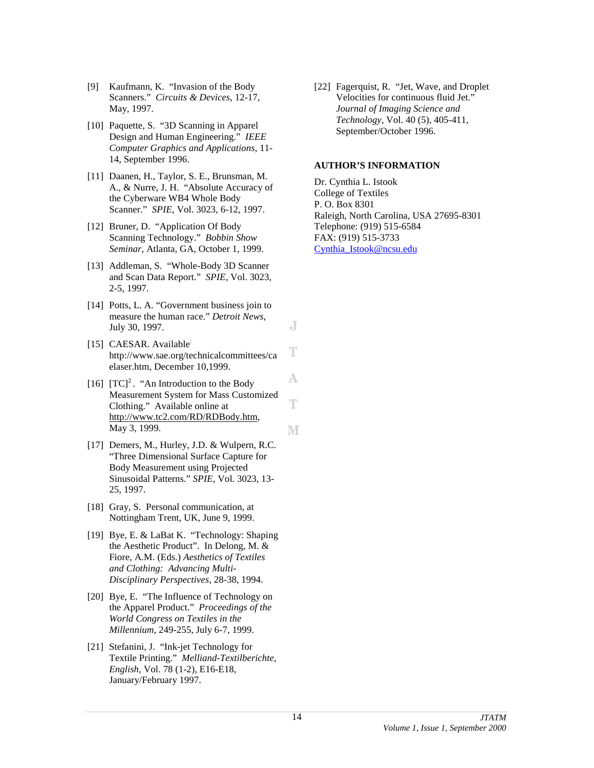[9] Kaufmann, K. "Invasion of the Body Scanners." *Circuits & Devices*, 12-17, May, 1997.

[10] Paquette, S. "3D Scanning in Apparel Design and Human Engineering." *IEEE Computer Graphics and Applications*, 11-14, September 1996.

[11] Daanen, H., Taylor, S. E., Brunsman, M. A., & Nurre, J. H. "Absolute Accuracy of the Cyberware WB4 Whole Body Scanner." *SPIE*, Vol. 3023, 6-12, 1997.

[12] Bruner, D. "Application Of Body Scanning Technology." *Bobbin Show Seminar*, Atlanta, GA, October 1, 1999.

[13] Addleman, S. "Whole-Body 3D Scanner and Scan Data Report." *SPIE*, Vol. 3023, 2-5, 1997.

[14] Potts, L. A. "Government business join to measure the human race." *Detroit News*, July 30, 1997.

[15] CAESAR. Available http://www.sae.org/technicalcommittees/caelaser.htm, December 10,1999.

[16] [TC]². "An Introduction to the Body Measurement System for Mass Customized Clothing." Available online at http://www.tc2.com/RD/RDBody.htm, May 3, 1999.

[17] Demers, M., Hurley, J.D. & Wulpern, R.C. "Three Dimensional Surface Capture for Body Measurement using Projected Sinusoidal Patterns." *SPIE*, Vol. 3023, 13-25, 1997.

[18] Gray, S. Personal communication, at Nottingham Trent, UK, June 9, 1999.

[19] Bye, E. & LaBat K. "Technology: Shaping the Aesthetic Product". In Delong, M. & Fiore, A.M. (Eds.) *Aesthetics of Textiles and Clothing: Advancing Multi-Disciplinary Perspectives*, 28-38, 1994.

[20] Bye, E. "The Influence of Technology on the Apparel Product." *Proceedings of the World Congress on Textiles in the Millennium*, 249-255, July 6-7, 1999.

[21] Stefanini, J. "Ink-jet Technology for Textile Printing." *Melliand-Textilberichte, English*, Vol. 78 (1-2), E16-E18, January/February 1997.

[22] Fagerquist, R. "Jet, Wave, and Droplet Velocities for continuous fluid Jet." *Journal of Imaging Science and Technology*, Vol. 40 (5), 405-411, September/October 1996.

## AUTHOR'S INFORMATION

Dr. Cynthia L. Istook
College of Textiles
P. O. Box 8301
Raleigh, North Carolina, USA 27695-8301
Telephone: (919) 515-6584
FAX: (919) 515-3733
Cynthia_Istook@ncsu.edu